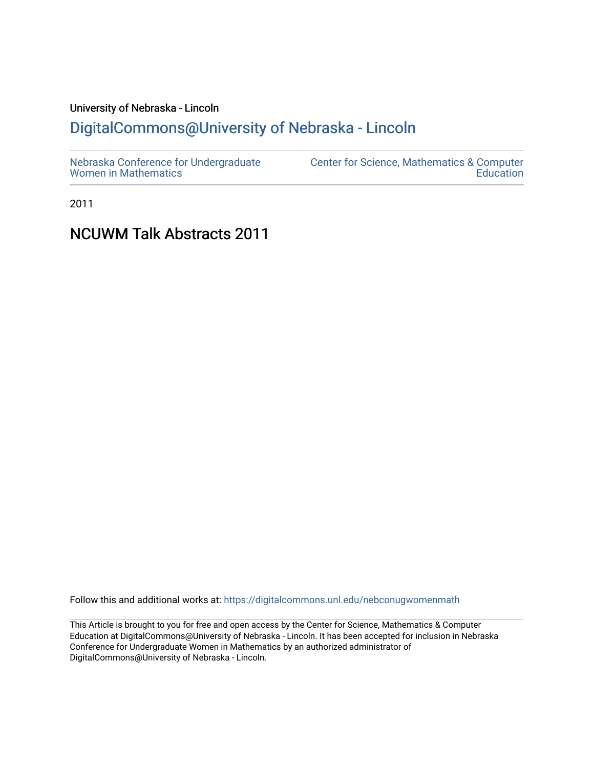University of Nebraska - Lincoln

## DigitalCommons@University of Nebraska - Lincoln

Nebraska Conference for Undergraduate Women in Mathematics

Center for Science, Mathematics & Computer Education

2011

# NCUWM Talk Abstracts 2011

Follow this and additional works at: https://digitalcommons.unl.edu/nebconugwomenmath

This Article is brought to you for free and open access by the Center for Science, Mathematics & Computer Education at DigitalCommons@University of Nebraska - Lincoln. It has been accepted for inclusion in Nebraska Conference for Undergraduate Women in Mathematics by an authorized administrator of DigitalCommons@University of Nebraska - Lincoln.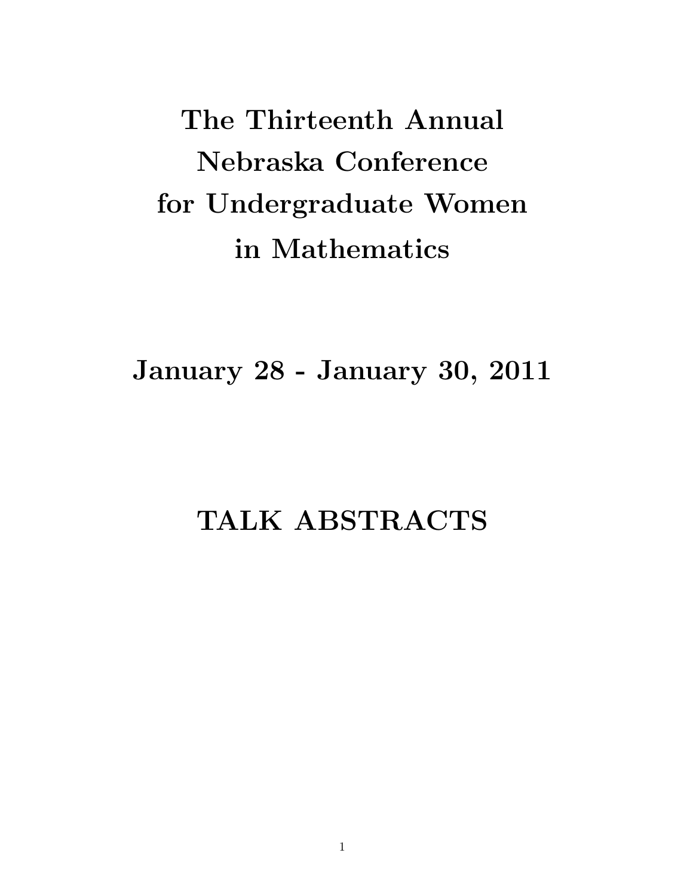# The Thirteenth Annual Nebraska Conference for Undergraduate Women in Mathematics

## January 28 - January 30, 2011

## TALK ABSTRACTS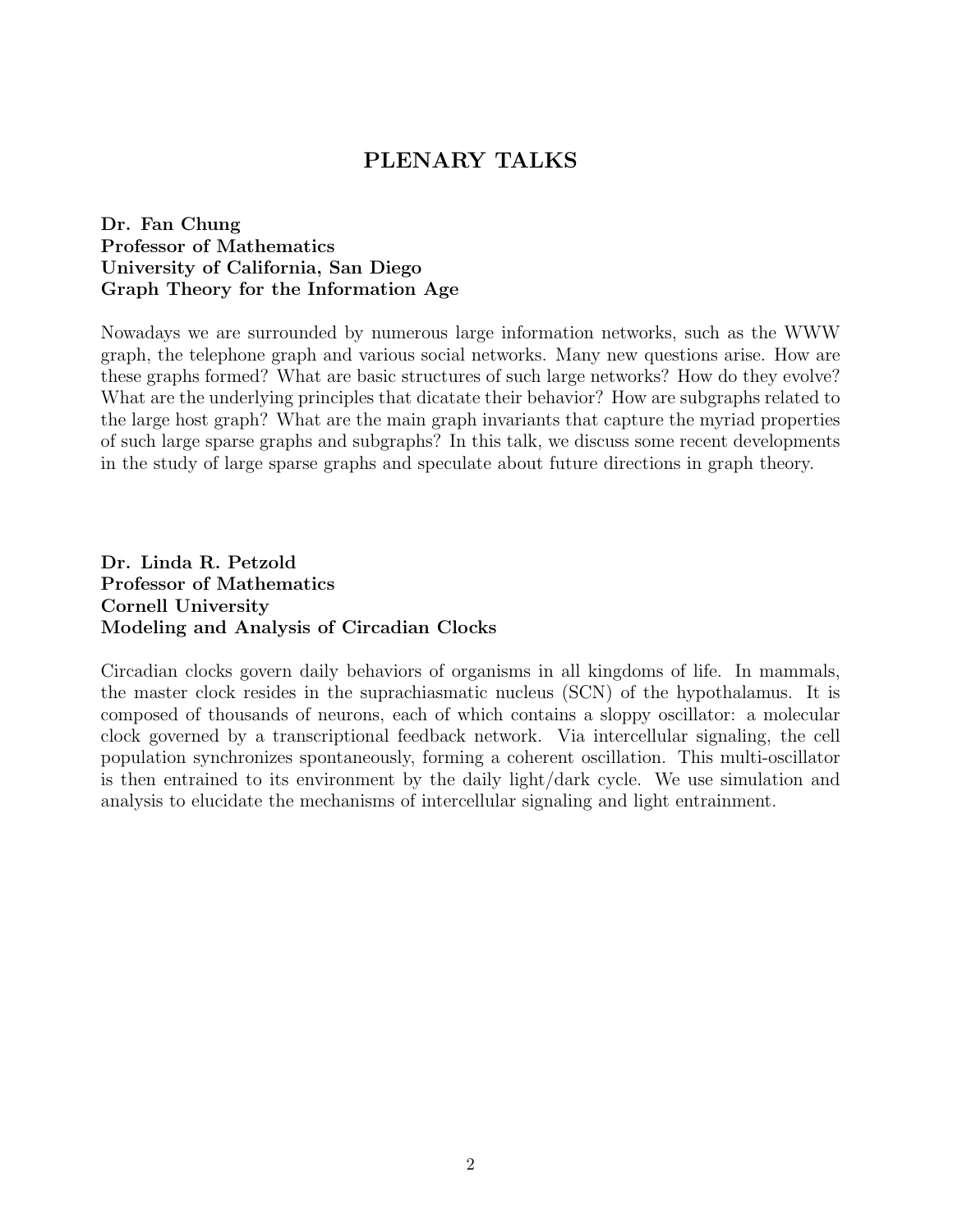# PLENARY TALKS

**Dr. Fan Chung**
**Professor of Mathematics**
**University of California, San Diego**
**Graph Theory for the Information Age**

Nowadays we are surrounded by numerous large information networks, such as the WWW graph, the telephone graph and various social networks. Many new questions arise. How are these graphs formed? What are basic structures of such large networks? How do they evolve? What are the underlying principles that dicatate their behavior? How are subgraphs related to the large host graph? What are the main graph invariants that capture the myriad properties of such large sparse graphs and subgraphs? In this talk, we discuss some recent developments in the study of large sparse graphs and speculate about future directions in graph theory.

**Dr. Linda R. Petzold**
**Professor of Mathematics**
**Cornell University**
**Modeling and Analysis of Circadian Clocks**

Circadian clocks govern daily behaviors of organisms in all kingdoms of life. In mammals, the master clock resides in the suprachiasmatic nucleus (SCN) of the hypothalamus. It is composed of thousands of neurons, each of which contains a sloppy oscillator: a molecular clock governed by a transcriptional feedback network. Via intercellular signaling, the cell population synchronizes spontaneously, forming a coherent oscillation. This multi-oscillator is then entrained to its environment by the daily light/dark cycle. We use simulation and analysis to elucidate the mechanisms of intercellular signaling and light entrainment.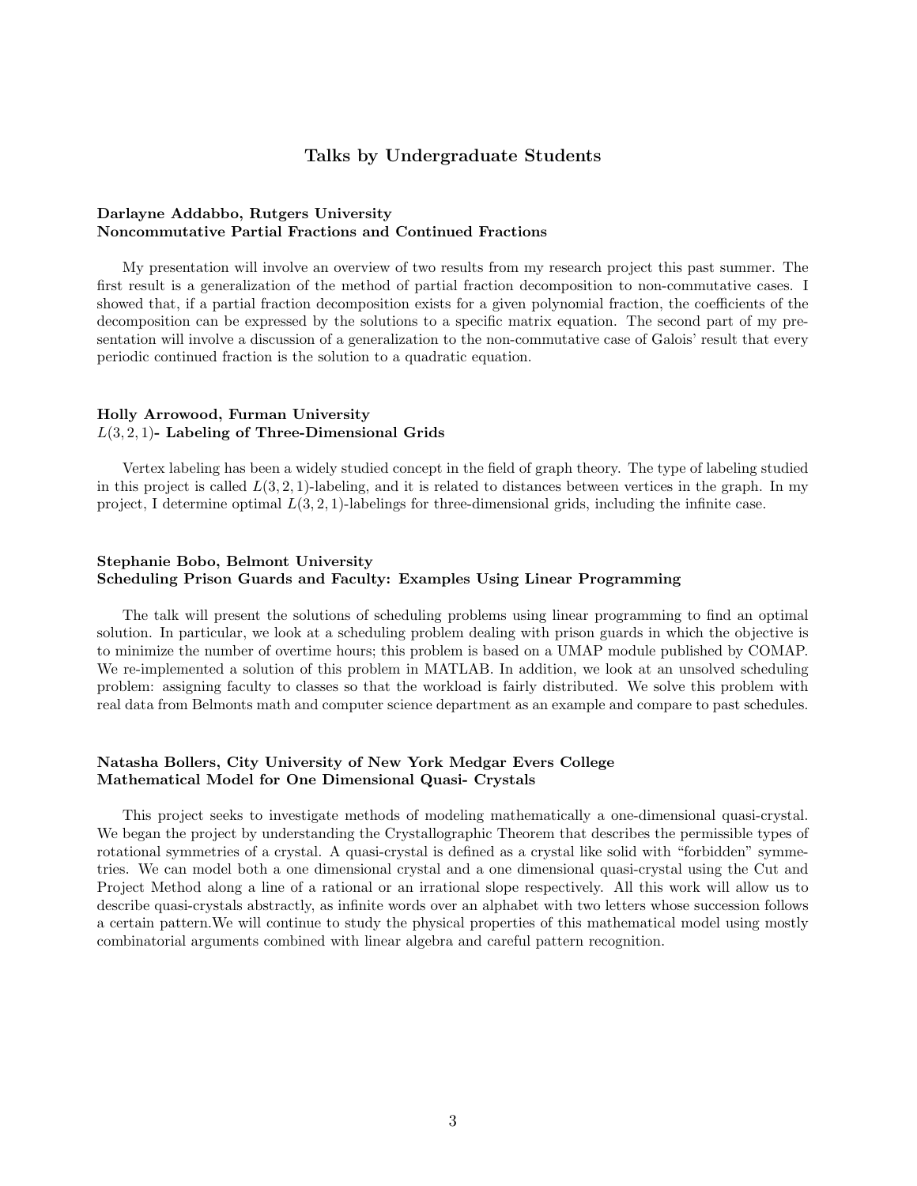## Talks by Undergraduate Students

**Darlayne Addabbo, Rutgers University**
**Noncommutative Partial Fractions and Continued Fractions**

My presentation will involve an overview of two results from my research project this past summer. The first result is a generalization of the method of partial fraction decomposition to non-commutative cases. I showed that, if a partial fraction decomposition exists for a given polynomial fraction, the coefficients of the decomposition can be expressed by the solutions to a specific matrix equation. The second part of my presentation will involve a discussion of a generalization to the non-commutative case of Galois' result that every periodic continued fraction is the solution to a quadratic equation.

**Holly Arrowood, Furman University**
**$L(3,2,1)$- Labeling of Three-Dimensional Grids**

Vertex labeling has been a widely studied concept in the field of graph theory. The type of labeling studied in this project is called $L(3,2,1)$-labeling, and it is related to distances between vertices in the graph. In my project, I determine optimal $L(3,2,1)$-labelings for three-dimensional grids, including the infinite case.

**Stephanie Bobo, Belmont University**
**Scheduling Prison Guards and Faculty: Examples Using Linear Programming**

The talk will present the solutions of scheduling problems using linear programming to find an optimal solution. In particular, we look at a scheduling problem dealing with prison guards in which the objective is to minimize the number of overtime hours; this problem is based on a UMAP module published by COMAP. We re-implemented a solution of this problem in MATLAB. In addition, we look at an unsolved scheduling problem: assigning faculty to classes so that the workload is fairly distributed. We solve this problem with real data from Belmonts math and computer science department as an example and compare to past schedules.

**Natasha Bollers, City University of New York Medgar Evers College**
**Mathematical Model for One Dimensional Quasi- Crystals**

This project seeks to investigate methods of modeling mathematically a one-dimensional quasi-crystal. We began the project by understanding the Crystallographic Theorem that describes the permissible types of rotational symmetries of a crystal. A quasi-crystal is defined as a crystal like solid with "forbidden" symmetries. We can model both a one dimensional crystal and a one dimensional quasi-crystal using the Cut and Project Method along a line of a rational or an irrational slope respectively. All this work will allow us to describe quasi-crystals abstractly, as infinite words over an alphabet with two letters whose succession follows a certain pattern.We will continue to study the physical properties of this mathematical model using mostly combinatorial arguments combined with linear algebra and careful pattern recognition.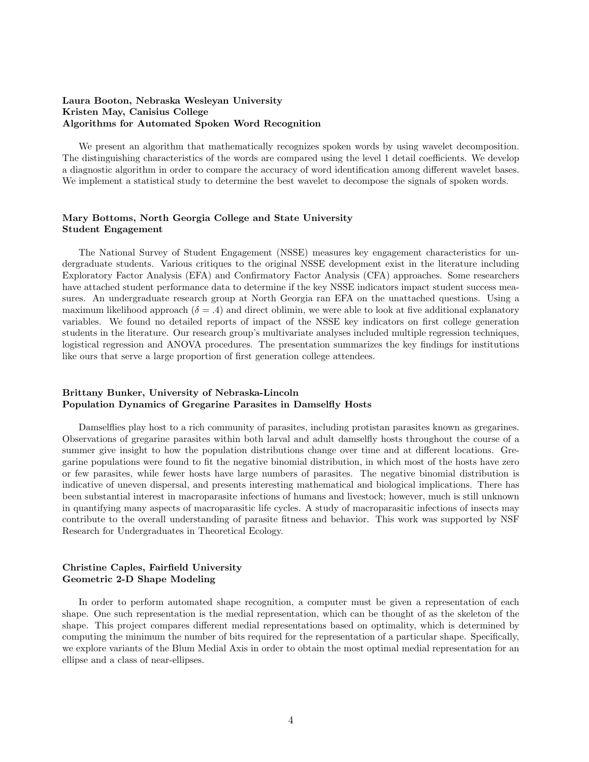**Laura Booton, Nebraska Wesleyan University**
**Kristen May, Canisius College**
**Algorithms for Automated Spoken Word Recognition**

We present an algorithm that mathematically recognizes spoken words by using wavelet decomposition. The distinguishing characteristics of the words are compared using the level 1 detail coefficients. We develop a diagnostic algorithm in order to compare the accuracy of word identification among different wavelet bases. We implement a statistical study to determine the best wavelet to decompose the signals of spoken words.

**Mary Bottoms, North Georgia College and State University**
**Student Engagement**

The National Survey of Student Engagement (NSSE) measures key engagement characteristics for undergraduate students. Various critiques to the original NSSE development exist in the literature including Exploratory Factor Analysis (EFA) and Confirmatory Factor Analysis (CFA) approaches. Some researchers have attached student performance data to determine if the key NSSE indicators impact student success measures. An undergraduate research group at North Georgia ran EFA on the unattached questions. Using a maximum likelihood approach ($\delta = .4$) and direct oblimin, we were able to look at five additional explanatory variables. We found no detailed reports of impact of the NSSE key indicators on first college generation students in the literature. Our research group's multivariate analyses included multiple regression techniques, logistical regression and ANOVA procedures. The presentation summarizes the key findings for institutions like ours that serve a large proportion of first generation college attendees.

**Brittany Bunker, University of Nebraska-Lincoln**
**Population Dynamics of Gregarine Parasites in Damselfly Hosts**

Damselflies play host to a rich community of parasites, including protistan parasites known as gregarines. Observations of gregarine parasites within both larval and adult damselfly hosts throughout the course of a summer give insight to how the population distributions change over time and at different locations. Gregarine populations were found to fit the negative binomial distribution, in which most of the hosts have zero or few parasites, while fewer hosts have large numbers of parasites. The negative binomial distribution is indicative of uneven dispersal, and presents interesting mathematical and biological implications. There has been substantial interest in macroparasite infections of humans and livestock; however, much is still unknown in quantifying many aspects of macroparasitic life cycles. A study of macroparasitic infections of insects may contribute to the overall understanding of parasite fitness and behavior. This work was supported by NSF Research for Undergraduates in Theoretical Ecology.

**Christine Caples, Fairfield University**
**Geometric 2-D Shape Modeling**

In order to perform automated shape recognition, a computer must be given a representation of each shape. One such representation is the medial representation, which can be thought of as the skeleton of the shape. This project compares different medial representations based on optimality, which is determined by computing the minimum the number of bits required for the representation of a particular shape. Specifically, we explore variants of the Blum Medial Axis in order to obtain the most optimal medial representation for an ellipse and a class of near-ellipses.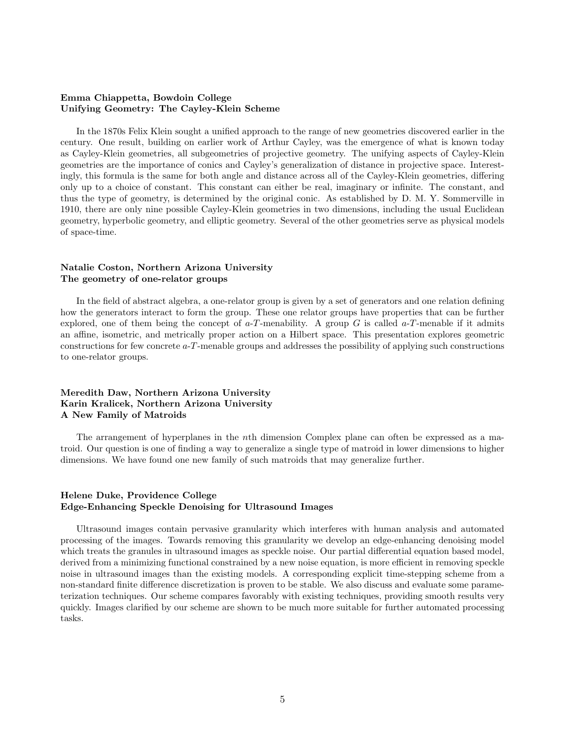**Emma Chiappetta, Bowdoin College**
**Unifying Geometry: The Cayley-Klein Scheme**

In the 1870s Felix Klein sought a unified approach to the range of new geometries discovered earlier in the century. One result, building on earlier work of Arthur Cayley, was the emergence of what is known today as Cayley-Klein geometries, all subgeometries of projective geometry. The unifying aspects of Cayley-Klein geometries are the importance of conics and Cayley's generalization of distance in projective space. Interestingly, this formula is the same for both angle and distance across all of the Cayley-Klein geometries, differing only up to a choice of constant. This constant can either be real, imaginary or infinite. The constant, and thus the type of geometry, is determined by the original conic. As established by D. M. Y. Sommerville in 1910, there are only nine possible Cayley-Klein geometries in two dimensions, including the usual Euclidean geometry, hyperbolic geometry, and elliptic geometry. Several of the other geometries serve as physical models of space-time.

**Natalie Coston, Northern Arizona University**
**The geometry of one-relator groups**

In the field of abstract algebra, a one-relator group is given by a set of generators and one relation defining how the generators interact to form the group. These one relator groups have properties that can be further explored, one of them being the concept of $a$-$T$-menability. A group $G$ is called $a$-$T$-menable if it admits an affine, isometric, and metrically proper action on a Hilbert space. This presentation explores geometric constructions for few concrete $a$-$T$-menable groups and addresses the possibility of applying such constructions to one-relator groups.

**Meredith Daw, Northern Arizona University**
**Karin Kralicek, Northern Arizona University**
**A New Family of Matroids**

The arrangement of hyperplanes in the $n$th dimension Complex plane can often be expressed as a matroid. Our question is one of finding a way to generalize a single type of matroid in lower dimensions to higher dimensions. We have found one new family of such matroids that may generalize further.

**Helene Duke, Providence College**
**Edge-Enhancing Speckle Denoising for Ultrasound Images**

Ultrasound images contain pervasive granularity which interferes with human analysis and automated processing of the images. Towards removing this granularity we develop an edge-enhancing denoising model which treats the granules in ultrasound images as speckle noise. Our partial differential equation based model, derived from a minimizing functional constrained by a new noise equation, is more efficient in removing speckle noise in ultrasound images than the existing models. A corresponding explicit time-stepping scheme from a non-standard finite difference discretization is proven to be stable. We also discuss and evaluate some parameterization techniques. Our scheme compares favorably with existing techniques, providing smooth results very quickly. Images clarified by our scheme are shown to be much more suitable for further automated processing tasks.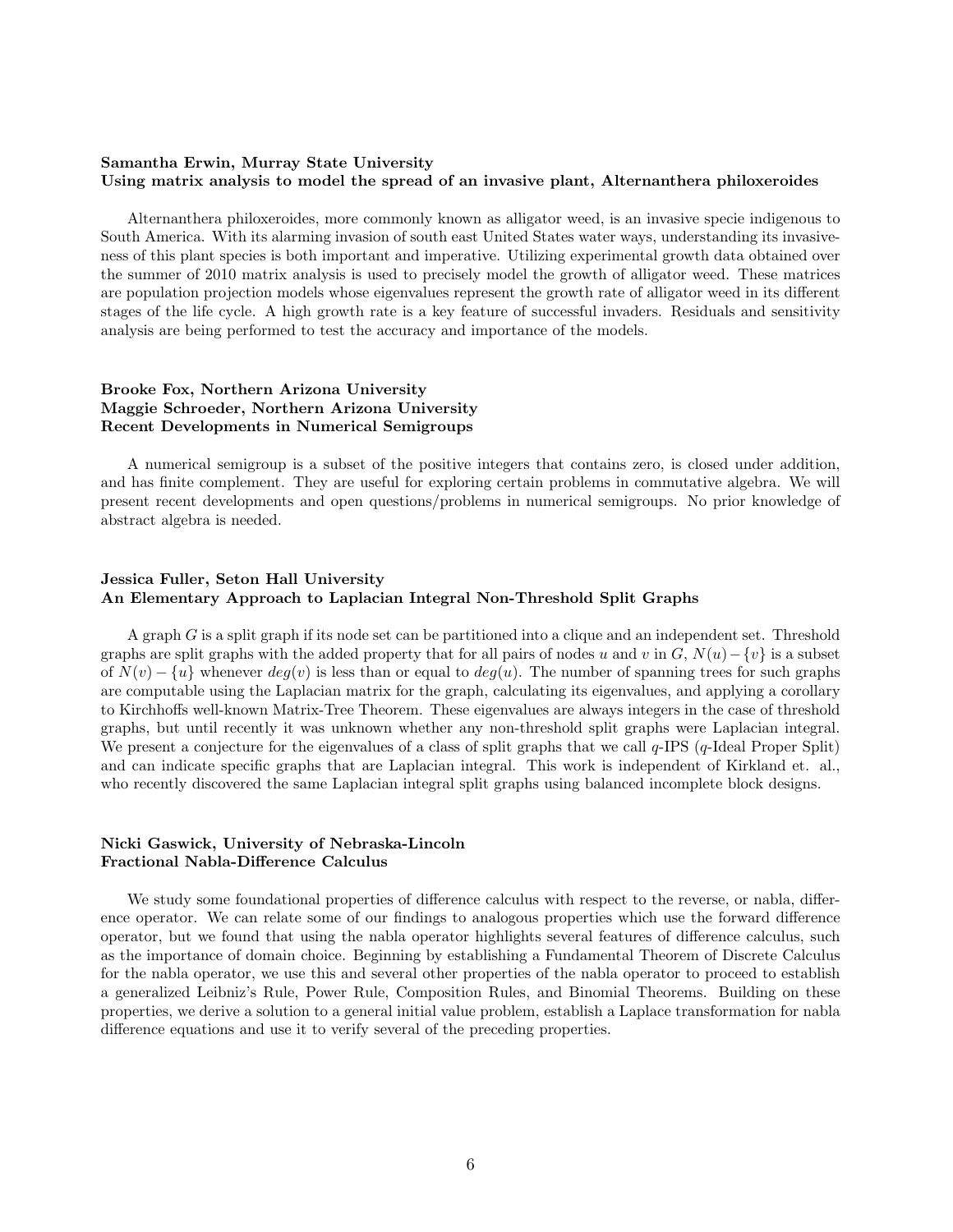**Samantha Erwin, Murray State University**
**Using matrix analysis to model the spread of an invasive plant, Alternanthera philoxeroides**

Alternanthera philoxeroides, more commonly known as alligator weed, is an invasive specie indigenous to South America. With its alarming invasion of south east United States water ways, understanding its invasiveness of this plant species is both important and imperative. Utilizing experimental growth data obtained over the summer of 2010 matrix analysis is used to precisely model the growth of alligator weed. These matrices are population projection models whose eigenvalues represent the growth rate of alligator weed in its different stages of the life cycle. A high growth rate is a key feature of successful invaders. Residuals and sensitivity analysis are being performed to test the accuracy and importance of the models.

**Brooke Fox, Northern Arizona University**
**Maggie Schroeder, Northern Arizona University**
**Recent Developments in Numerical Semigroups**

A numerical semigroup is a subset of the positive integers that contains zero, is closed under addition, and has finite complement. They are useful for exploring certain problems in commutative algebra. We will present recent developments and open questions/problems in numerical semigroups. No prior knowledge of abstract algebra is needed.

**Jessica Fuller, Seton Hall University**
**An Elementary Approach to Laplacian Integral Non-Threshold Split Graphs**

A graph $G$ is a split graph if its node set can be partitioned into a clique and an independent set. Threshold graphs are split graphs with the added property that for all pairs of nodes $u$ and $v$ in $G$, $N(u) - \{v\}$ is a subset of $N(v) - \{u\}$ whenever $deg(v)$ is less than or equal to $deg(u)$. The number of spanning trees for such graphs are computable using the Laplacian matrix for the graph, calculating its eigenvalues, and applying a corollary to Kirchhoffs well-known Matrix-Tree Theorem. These eigenvalues are always integers in the case of threshold graphs, but until recently it was unknown whether any non-threshold split graphs were Laplacian integral. We present a conjecture for the eigenvalues of a class of split graphs that we call $q$-IPS ($q$-Ideal Proper Split) and can indicate specific graphs that are Laplacian integral. This work is independent of Kirkland et. al., who recently discovered the same Laplacian integral split graphs using balanced incomplete block designs.

**Nicki Gaswick, University of Nebraska-Lincoln**
**Fractional Nabla-Difference Calculus**

We study some foundational properties of difference calculus with respect to the reverse, or nabla, difference operator. We can relate some of our findings to analogous properties which use the forward difference operator, but we found that using the nabla operator highlights several features of difference calculus, such as the importance of domain choice. Beginning by establishing a Fundamental Theorem of Discrete Calculus for the nabla operator, we use this and several other properties of the nabla operator to proceed to establish a generalized Leibniz's Rule, Power Rule, Composition Rules, and Binomial Theorems. Building on these properties, we derive a solution to a general initial value problem, establish a Laplace transformation for nabla difference equations and use it to verify several of the preceding properties.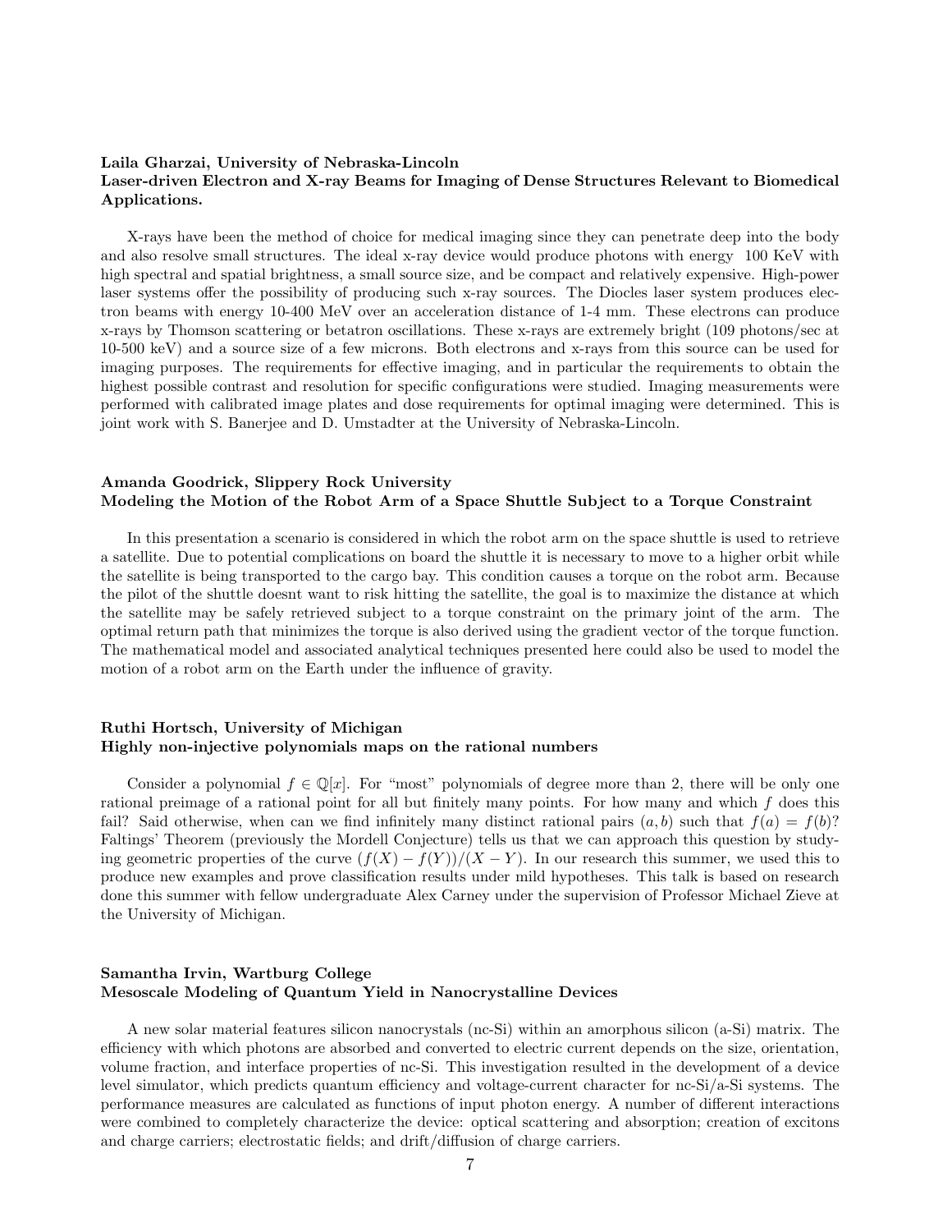**Laila Gharzai, University of Nebraska-Lincoln**
**Laser-driven Electron and X-ray Beams for Imaging of Dense Structures Relevant to Biomedical Applications.**

X-rays have been the method of choice for medical imaging since they can penetrate deep into the body and also resolve small structures. The ideal x-ray device would produce photons with energy 100 KeV with high spectral and spatial brightness, a small source size, and be compact and relatively expensive. High-power laser systems offer the possibility of producing such x-ray sources. The Diocles laser system produces electron beams with energy 10-400 MeV over an acceleration distance of 1-4 mm. These electrons can produce x-rays by Thomson scattering or betatron oscillations. These x-rays are extremely bright (109 photons/sec at 10-500 keV) and a source size of a few microns. Both electrons and x-rays from this source can be used for imaging purposes. The requirements for effective imaging, and in particular the requirements to obtain the highest possible contrast and resolution for specific configurations were studied. Imaging measurements were performed with calibrated image plates and dose requirements for optimal imaging were determined. This is joint work with S. Banerjee and D. Umstadter at the University of Nebraska-Lincoln.

**Amanda Goodrick, Slippery Rock University**
**Modeling the Motion of the Robot Arm of a Space Shuttle Subject to a Torque Constraint**

In this presentation a scenario is considered in which the robot arm on the space shuttle is used to retrieve a satellite. Due to potential complications on board the shuttle it is necessary to move to a higher orbit while the satellite is being transported to the cargo bay. This condition causes a torque on the robot arm. Because the pilot of the shuttle doesnt want to risk hitting the satellite, the goal is to maximize the distance at which the satellite may be safely retrieved subject to a torque constraint on the primary joint of the arm. The optimal return path that minimizes the torque is also derived using the gradient vector of the torque function. The mathematical model and associated analytical techniques presented here could also be used to model the motion of a robot arm on the Earth under the influence of gravity.

**Ruthi Hortsch, University of Michigan**
**Highly non-injective polynomials maps on the rational numbers**

Consider a polynomial $f \in \mathbb{Q}[x]$. For "most" polynomials of degree more than 2, there will be only one rational preimage of a rational point for all but finitely many points. For how many and which $f$ does this fail? Said otherwise, when can we find infinitely many distinct rational pairs $(a, b)$ such that $f(a) = f(b)$? Faltings' Theorem (previously the Mordell Conjecture) tells us that we can approach this question by studying geometric properties of the curve $(f(X) - f(Y))/(X - Y)$. In our research this summer, we used this to produce new examples and prove classification results under mild hypotheses. This talk is based on research done this summer with fellow undergraduate Alex Carney under the supervision of Professor Michael Zieve at the University of Michigan.

**Samantha Irvin, Wartburg College**
**Mesoscale Modeling of Quantum Yield in Nanocrystalline Devices**

A new solar material features silicon nanocrystals (nc-Si) within an amorphous silicon (a-Si) matrix. The efficiency with which photons are absorbed and converted to electric current depends on the size, orientation, volume fraction, and interface properties of nc-Si. This investigation resulted in the development of a device level simulator, which predicts quantum efficiency and voltage-current character for nc-Si/a-Si systems. The performance measures are calculated as functions of input photon energy. A number of different interactions were combined to completely characterize the device: optical scattering and absorption; creation of excitons and charge carriers; electrostatic fields; and drift/diffusion of charge carriers.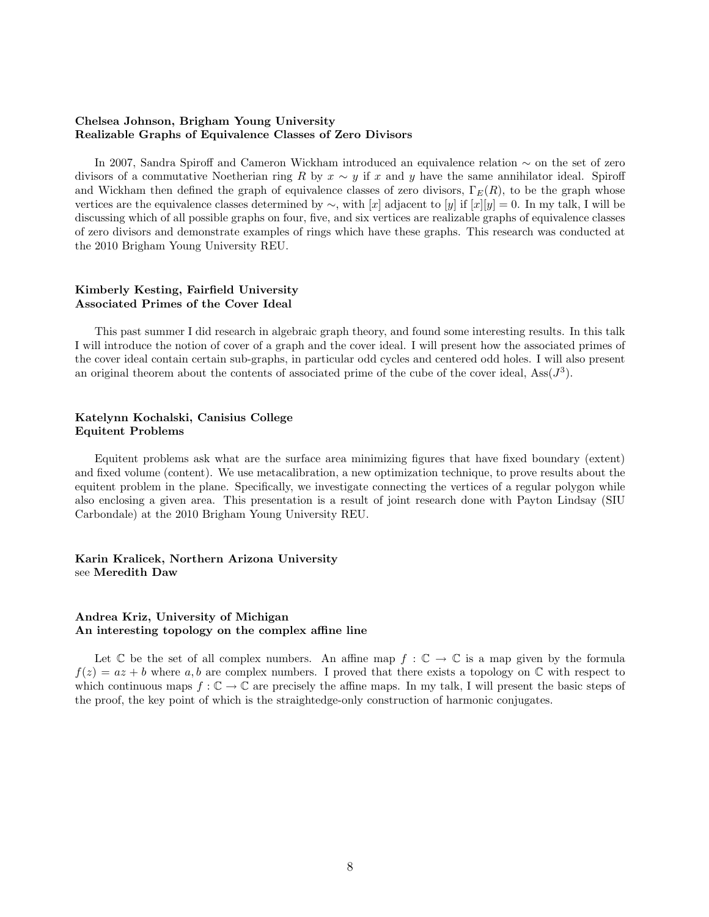**Chelsea Johnson, Brigham Young University**
**Realizable Graphs of Equivalence Classes of Zero Divisors**

In 2007, Sandra Spiroff and Cameron Wickham introduced an equivalence relation $\sim$ on the set of zero divisors of a commutative Noetherian ring $R$ by $x \sim y$ if $x$ and $y$ have the same annihilator ideal. Spiroff and Wickham then defined the graph of equivalence classes of zero divisors, $\Gamma_E(R)$, to be the graph whose vertices are the equivalence classes determined by $\sim$, with $[x]$ adjacent to $[y]$ if $[x][y] = 0$. In my talk, I will be discussing which of all possible graphs on four, five, and six vertices are realizable graphs of equivalence classes of zero divisors and demonstrate examples of rings which have these graphs. This research was conducted at the 2010 Brigham Young University REU.

**Kimberly Kesting, Fairfield University**
**Associated Primes of the Cover Ideal**

This past summer I did research in algebraic graph theory, and found some interesting results. In this talk I will introduce the notion of cover of a graph and the cover ideal. I will present how the associated primes of the cover ideal contain certain sub-graphs, in particular odd cycles and centered odd holes. I will also present an original theorem about the contents of associated prime of the cube of the cover ideal, $\text{Ass}(J^3)$.

**Katelynn Kochalski, Canisius College**
**Equitent Problems**

Equitent problems ask what are the surface area minimizing figures that have fixed boundary (extent) and fixed volume (content). We use metacalibration, a new optimization technique, to prove results about the equitent problem in the plane. Specifically, we investigate connecting the vertices of a regular polygon while also enclosing a given area. This presentation is a result of joint research done with Payton Lindsay (SIU Carbondale) at the 2010 Brigham Young University REU.

**Karin Kralicek, Northern Arizona University**
see **Meredith Daw**

**Andrea Kriz, University of Michigan**
**An interesting topology on the complex affine line**

Let $\mathbb{C}$ be the set of all complex numbers. An affine map $f : \mathbb{C} \to \mathbb{C}$ is a map given by the formula $f(z) = az + b$ where $a, b$ are complex numbers. I proved that there exists a topology on $\mathbb{C}$ with respect to which continuous maps $f : \mathbb{C} \to \mathbb{C}$ are precisely the affine maps. In my talk, I will present the basic steps of the proof, the key point of which is the straightedge-only construction of harmonic conjugates.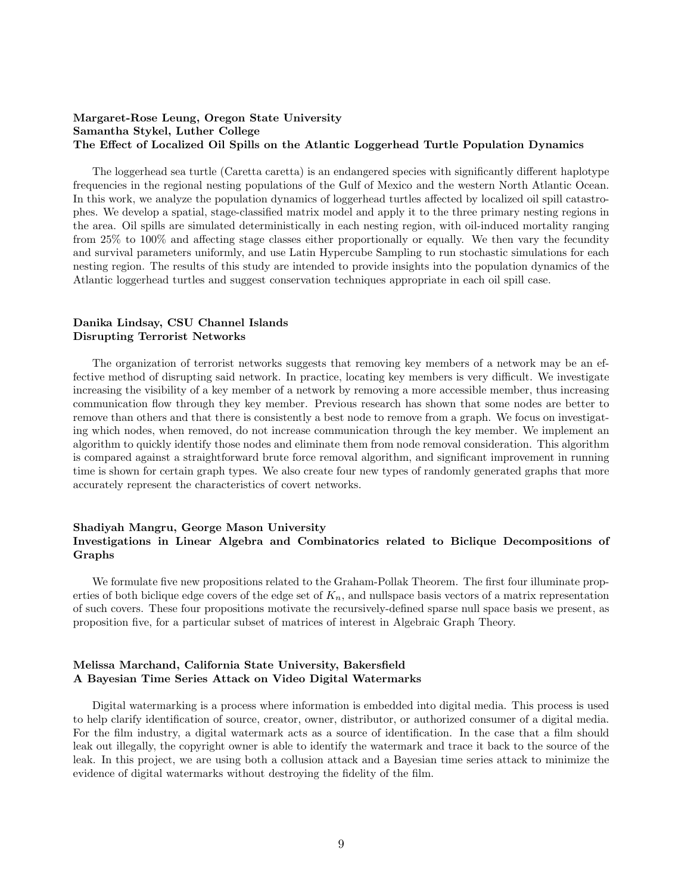**Margaret-Rose Leung, Oregon State University**
**Samantha Stykel, Luther College**
**The Effect of Localized Oil Spills on the Atlantic Loggerhead Turtle Population Dynamics**

The loggerhead sea turtle (Caretta caretta) is an endangered species with significantly different haplotype frequencies in the regional nesting populations of the Gulf of Mexico and the western North Atlantic Ocean. In this work, we analyze the population dynamics of loggerhead turtles affected by localized oil spill catastrophes. We develop a spatial, stage-classified matrix model and apply it to the three primary nesting regions in the area. Oil spills are simulated deterministically in each nesting region, with oil-induced mortality ranging from 25% to 100% and affecting stage classes either proportionally or equally. We then vary the fecundity and survival parameters uniformly, and use Latin Hypercube Sampling to run stochastic simulations for each nesting region. The results of this study are intended to provide insights into the population dynamics of the Atlantic loggerhead turtles and suggest conservation techniques appropriate in each oil spill case.

**Danika Lindsay, CSU Channel Islands**
**Disrupting Terrorist Networks**

The organization of terrorist networks suggests that removing key members of a network may be an effective method of disrupting said network. In practice, locating key members is very difficult. We investigate increasing the visibility of a key member of a network by removing a more accessible member, thus increasing communication flow through they key member. Previous research has shown that some nodes are better to remove than others and that there is consistently a best node to remove from a graph. We focus on investigating which nodes, when removed, do not increase communication through the key member. We implement an algorithm to quickly identify those nodes and eliminate them from node removal consideration. This algorithm is compared against a straightforward brute force removal algorithm, and significant improvement in running time is shown for certain graph types. We also create four new types of randomly generated graphs that more accurately represent the characteristics of covert networks.

**Shadiyah Mangru, George Mason University**
**Investigations in Linear Algebra and Combinatorics related to Biclique Decompositions of Graphs**

We formulate five new propositions related to the Graham-Pollak Theorem. The first four illuminate properties of both biclique edge covers of the edge set of $K_n$, and nullspace basis vectors of a matrix representation of such covers. These four propositions motivate the recursively-defined sparse null space basis we present, as proposition five, for a particular subset of matrices of interest in Algebraic Graph Theory.

**Melissa Marchand, California State University, Bakersfield**
**A Bayesian Time Series Attack on Video Digital Watermarks**

Digital watermarking is a process where information is embedded into digital media. This process is used to help clarify identification of source, creator, owner, distributor, or authorized consumer of a digital media. For the film industry, a digital watermark acts as a source of identification. In the case that a film should leak out illegally, the copyright owner is able to identify the watermark and trace it back to the source of the leak. In this project, we are using both a collusion attack and a Bayesian time series attack to minimize the evidence of digital watermarks without destroying the fidelity of the film.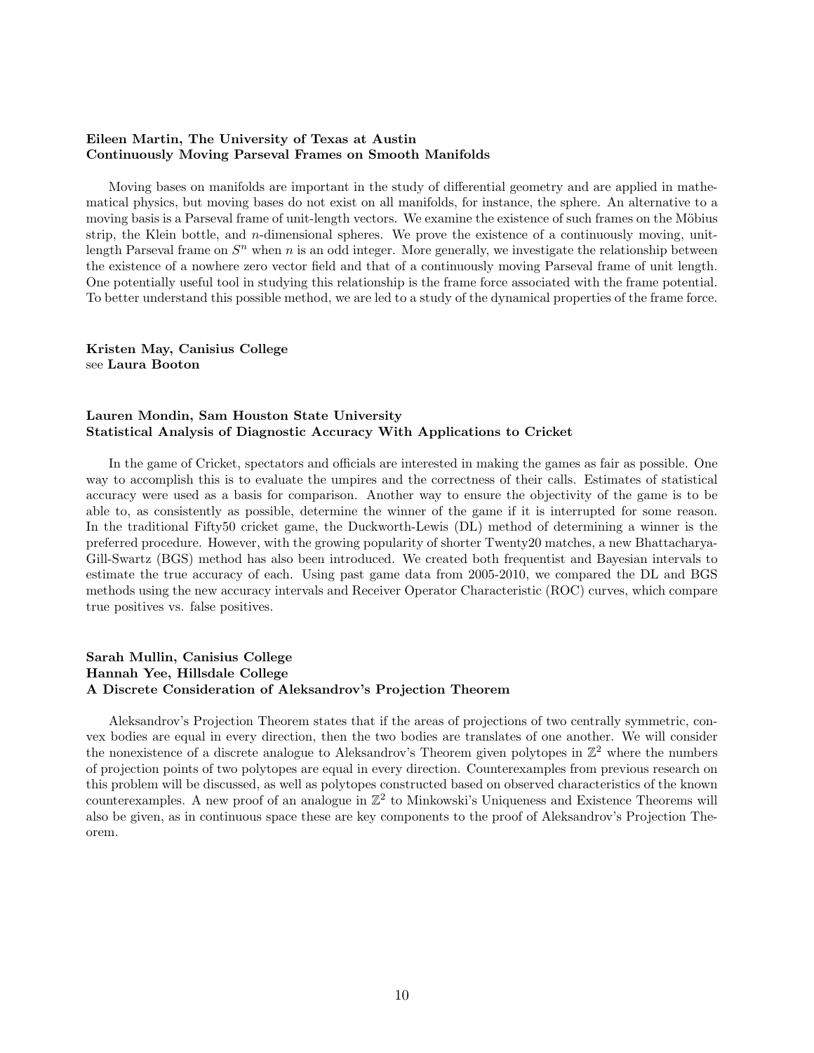**Eileen Martin, The University of Texas at Austin**
**Continuously Moving Parseval Frames on Smooth Manifolds**

Moving bases on manifolds are important in the study of differential geometry and are applied in mathematical physics, but moving bases do not exist on all manifolds, for instance, the sphere. An alternative to a moving basis is a Parseval frame of unit-length vectors. We examine the existence of such frames on the Möbius strip, the Klein bottle, and $n$-dimensional spheres. We prove the existence of a continuously moving, unit-length Parseval frame on $S^n$ when $n$ is an odd integer. More generally, we investigate the relationship between the existence of a nowhere zero vector field and that of a continuously moving Parseval frame of unit length. One potentially useful tool in studying this relationship is the frame force associated with the frame potential. To better understand this possible method, we are led to a study of the dynamical properties of the frame force.

**Kristen May, Canisius College**
see **Laura Booton**

**Lauren Mondin, Sam Houston State University**
**Statistical Analysis of Diagnostic Accuracy With Applications to Cricket**

In the game of Cricket, spectators and officials are interested in making the games as fair as possible. One way to accomplish this is to evaluate the umpires and the correctness of their calls. Estimates of statistical accuracy were used as a basis for comparison. Another way to ensure the objectivity of the game is to be able to, as consistently as possible, determine the winner of the game if it is interrupted for some reason. In the traditional Fifty50 cricket game, the Duckworth-Lewis (DL) method of determining a winner is the preferred procedure. However, with the growing popularity of shorter Twenty20 matches, a new Bhattacharya-Gill-Swartz (BGS) method has also been introduced. We created both frequentist and Bayesian intervals to estimate the true accuracy of each. Using past game data from 2005-2010, we compared the DL and BGS methods using the new accuracy intervals and Receiver Operator Characteristic (ROC) curves, which compare true positives vs. false positives.

**Sarah Mullin, Canisius College**
**Hannah Yee, Hillsdale College**
**A Discrete Consideration of Aleksandrov's Projection Theorem**

Aleksandrov's Projection Theorem states that if the areas of projections of two centrally symmetric, convex bodies are equal in every direction, then the two bodies are translates of one another. We will consider the nonexistence of a discrete analogue to Aleksandrov's Theorem given polytopes in $\mathbb{Z}^2$ where the numbers of projection points of two polytopes are equal in every direction. Counterexamples from previous research on this problem will be discussed, as well as polytopes constructed based on observed characteristics of the known counterexamples. A new proof of an analogue in $\mathbb{Z}^2$ to Minkowski's Uniqueness and Existence Theorems will also be given, as in continuous space these are key components to the proof of Aleksandrov's Projection Theorem.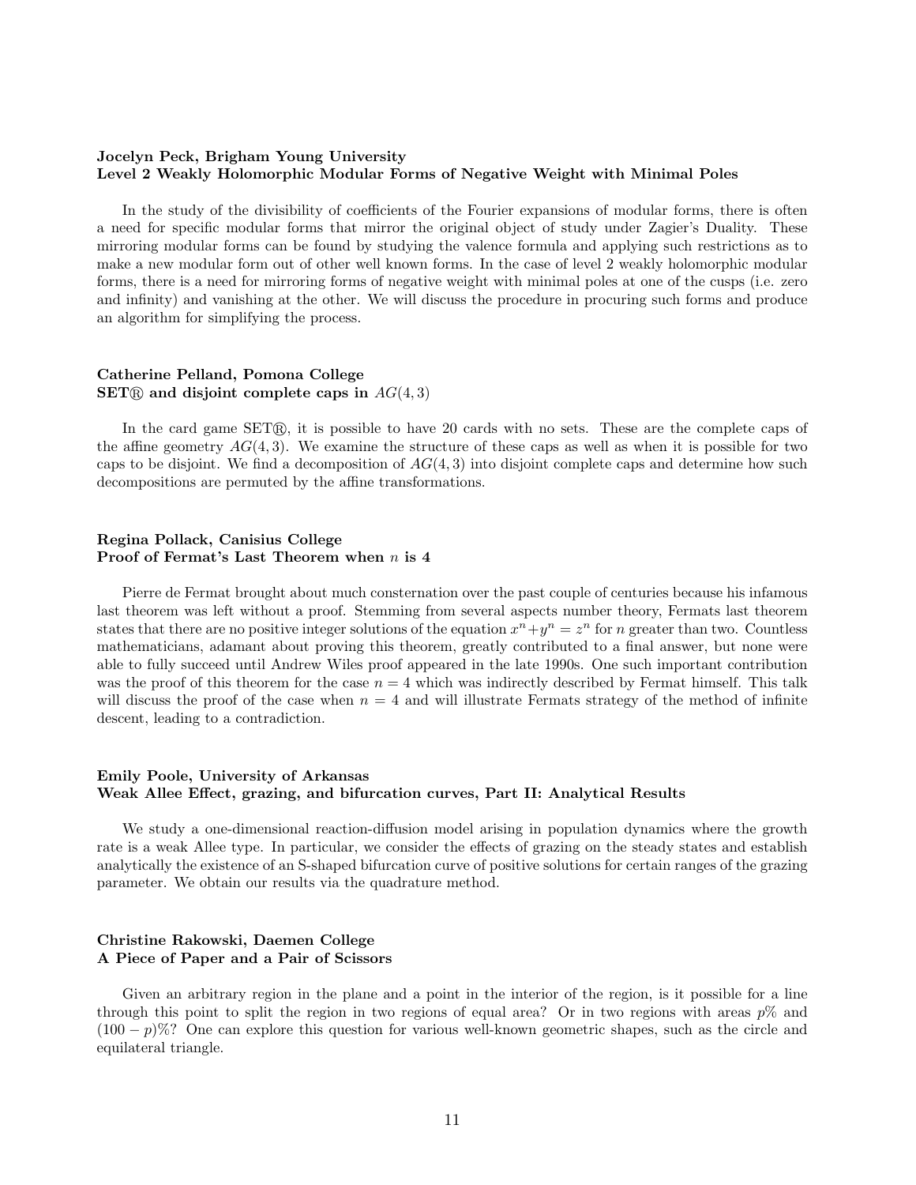**Jocelyn Peck, Brigham Young University**
**Level 2 Weakly Holomorphic Modular Forms of Negative Weight with Minimal Poles**

In the study of the divisibility of coefficients of the Fourier expansions of modular forms, there is often a need for specific modular forms that mirror the original object of study under Zagier's Duality. These mirroring modular forms can be found by studying the valence formula and applying such restrictions as to make a new modular form out of other well known forms. In the case of level 2 weakly holomorphic modular forms, there is a need for mirroring forms of negative weight with minimal poles at one of the cusps (i.e. zero and infinity) and vanishing at the other. We will discuss the procedure in procuring such forms and produce an algorithm for simplifying the process.

**Catherine Pelland, Pomona College**
**SET® and disjoint complete caps in $AG(4, 3)$**

In the card game SET®, it is possible to have 20 cards with no sets. These are the complete caps of the affine geometry $AG(4, 3)$. We examine the structure of these caps as well as when it is possible for two caps to be disjoint. We find a decomposition of $AG(4, 3)$ into disjoint complete caps and determine how such decompositions are permuted by the affine transformations.

**Regina Pollack, Canisius College**
**Proof of Fermat's Last Theorem when $n$ is 4**

Pierre de Fermat brought about much consternation over the past couple of centuries because his infamous last theorem was left without a proof. Stemming from several aspects number theory, Fermats last theorem states that there are no positive integer solutions of the equation $x^n + y^n = z^n$ for $n$ greater than two. Countless mathematicians, adamant about proving this theorem, greatly contributed to a final answer, but none were able to fully succeed until Andrew Wiles proof appeared in the late 1990s. One such important contribution was the proof of this theorem for the case $n = 4$ which was indirectly described by Fermat himself. This talk will discuss the proof of the case when $n = 4$ and will illustrate Fermats strategy of the method of infinite descent, leading to a contradiction.

**Emily Poole, University of Arkansas**
**Weak Allee Effect, grazing, and bifurcation curves, Part II: Analytical Results**

We study a one-dimensional reaction-diffusion model arising in population dynamics where the growth rate is a weak Allee type. In particular, we consider the effects of grazing on the steady states and establish analytically the existence of an S-shaped bifurcation curve of positive solutions for certain ranges of the grazing parameter. We obtain our results via the quadrature method.

**Christine Rakowski, Daemen College**
**A Piece of Paper and a Pair of Scissors**

Given an arbitrary region in the plane and a point in the interior of the region, is it possible for a line through this point to split the region in two regions of equal area? Or in two regions with areas $p\%$ and $(100 - p)\%$? One can explore this question for various well-known geometric shapes, such as the circle and equilateral triangle.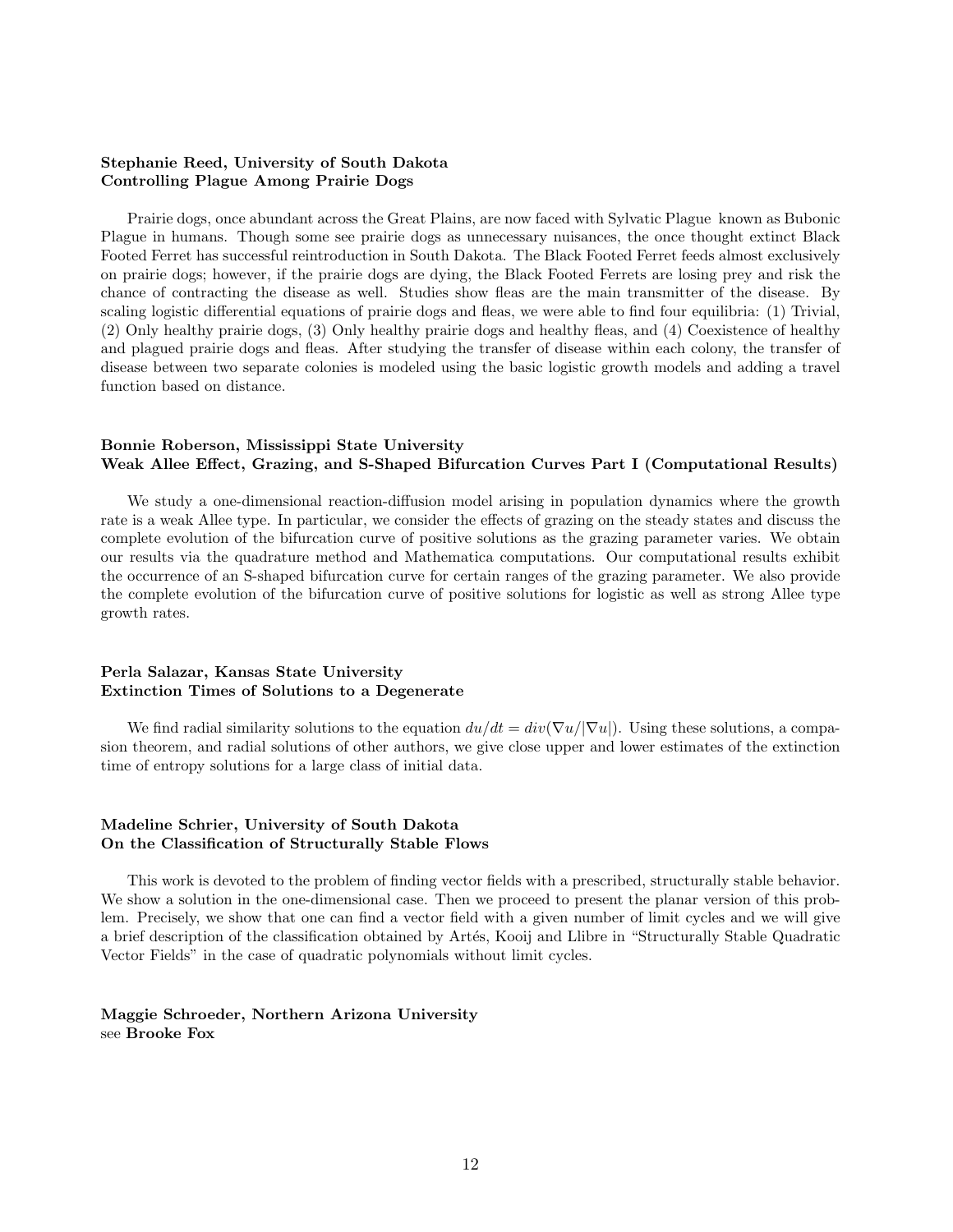**Stephanie Reed, University of South Dakota**
**Controlling Plague Among Prairie Dogs**

Prairie dogs, once abundant across the Great Plains, are now faced with Sylvatic Plague known as Bubonic Plague in humans. Though some see prairie dogs as unnecessary nuisances, the once thought extinct Black Footed Ferret has successful reintroduction in South Dakota. The Black Footed Ferret feeds almost exclusively on prairie dogs; however, if the prairie dogs are dying, the Black Footed Ferrets are losing prey and risk the chance of contracting the disease as well. Studies show fleas are the main transmitter of the disease. By scaling logistic differential equations of prairie dogs and fleas, we were able to find four equilibria: (1) Trivial, (2) Only healthy prairie dogs, (3) Only healthy prairie dogs and healthy fleas, and (4) Coexistence of healthy and plagued prairie dogs and fleas. After studying the transfer of disease within each colony, the transfer of disease between two separate colonies is modeled using the basic logistic growth models and adding a travel function based on distance.

**Bonnie Roberson, Mississippi State University**
**Weak Allee Effect, Grazing, and S-Shaped Bifurcation Curves Part I (Computational Results)**

We study a one-dimensional reaction-diffusion model arising in population dynamics where the growth rate is a weak Allee type. In particular, we consider the effects of grazing on the steady states and discuss the complete evolution of the bifurcation curve of positive solutions as the grazing parameter varies. We obtain our results via the quadrature method and Mathematica computations. Our computational results exhibit the occurrence of an S-shaped bifurcation curve for certain ranges of the grazing parameter. We also provide the complete evolution of the bifurcation curve of positive solutions for logistic as well as strong Allee type growth rates.

**Perla Salazar, Kansas State University**
**Extinction Times of Solutions to a Degenerate**

We find radial similarity solutions to the equation $du/dt = div(\nabla u/|\nabla u|)$. Using these solutions, a compasion theorem, and radial solutions of other authors, we give close upper and lower estimates of the extinction time of entropy solutions for a large class of initial data.

**Madeline Schrier, University of South Dakota**
**On the Classification of Structurally Stable Flows**

This work is devoted to the problem of finding vector fields with a prescribed, structurally stable behavior. We show a solution in the one-dimensional case. Then we proceed to present the planar version of this problem. Precisely, we show that one can find a vector field with a given number of limit cycles and we will give a brief description of the classification obtained by Artés, Kooij and Llibre in "Structurally Stable Quadratic Vector Fields" in the case of quadratic polynomials without limit cycles.

**Maggie Schroeder, Northern Arizona University**
see **Brooke Fox**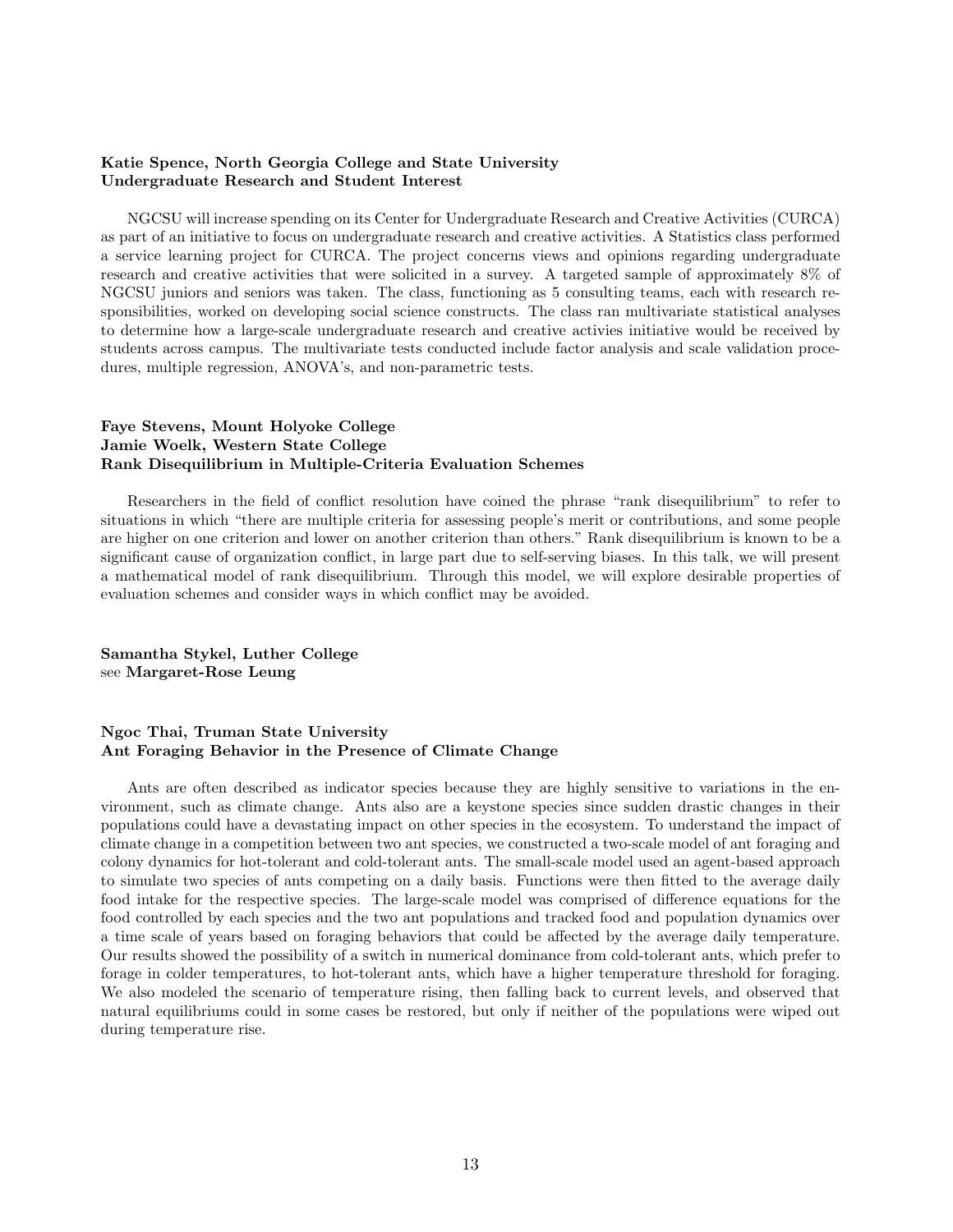**Katie Spence, North Georgia College and State University**
**Undergraduate Research and Student Interest**

NGCSU will increase spending on its Center for Undergraduate Research and Creative Activities (CURCA) as part of an initiative to focus on undergraduate research and creative activities. A Statistics class performed a service learning project for CURCA. The project concerns views and opinions regarding undergraduate research and creative activities that were solicited in a survey. A targeted sample of approximately 8% of NGCSU juniors and seniors was taken. The class, functioning as 5 consulting teams, each with research responsibilities, worked on developing social science constructs. The class ran multivariate statistical analyses to determine how a large-scale undergraduate research and creative activies initiative would be received by students across campus. The multivariate tests conducted include factor analysis and scale validation procedures, multiple regression, ANOVA's, and non-parametric tests.

**Faye Stevens, Mount Holyoke College**
**Jamie Woelk, Western State College**
**Rank Disequilibrium in Multiple-Criteria Evaluation Schemes**

Researchers in the field of conflict resolution have coined the phrase "rank disequilibrium" to refer to situations in which "there are multiple criteria for assessing people's merit or contributions, and some people are higher on one criterion and lower on another criterion than others." Rank disequilibrium is known to be a significant cause of organization conflict, in large part due to self-serving biases. In this talk, we will present a mathematical model of rank disequilibrium. Through this model, we will explore desirable properties of evaluation schemes and consider ways in which conflict may be avoided.

**Samantha Stykel, Luther College**
see **Margaret-Rose Leung**

**Ngoc Thai, Truman State University**
**Ant Foraging Behavior in the Presence of Climate Change**

Ants are often described as indicator species because they are highly sensitive to variations in the environment, such as climate change. Ants also are a keystone species since sudden drastic changes in their populations could have a devastating impact on other species in the ecosystem. To understand the impact of climate change in a competition between two ant species, we constructed a two-scale model of ant foraging and colony dynamics for hot-tolerant and cold-tolerant ants. The small-scale model used an agent-based approach to simulate two species of ants competing on a daily basis. Functions were then fitted to the average daily food intake for the respective species. The large-scale model was comprised of difference equations for the food controlled by each species and the two ant populations and tracked food and population dynamics over a time scale of years based on foraging behaviors that could be affected by the average daily temperature. Our results showed the possibility of a switch in numerical dominance from cold-tolerant ants, which prefer to forage in colder temperatures, to hot-tolerant ants, which have a higher temperature threshold for foraging. We also modeled the scenario of temperature rising, then falling back to current levels, and observed that natural equilibriums could in some cases be restored, but only if neither of the populations were wiped out during temperature rise.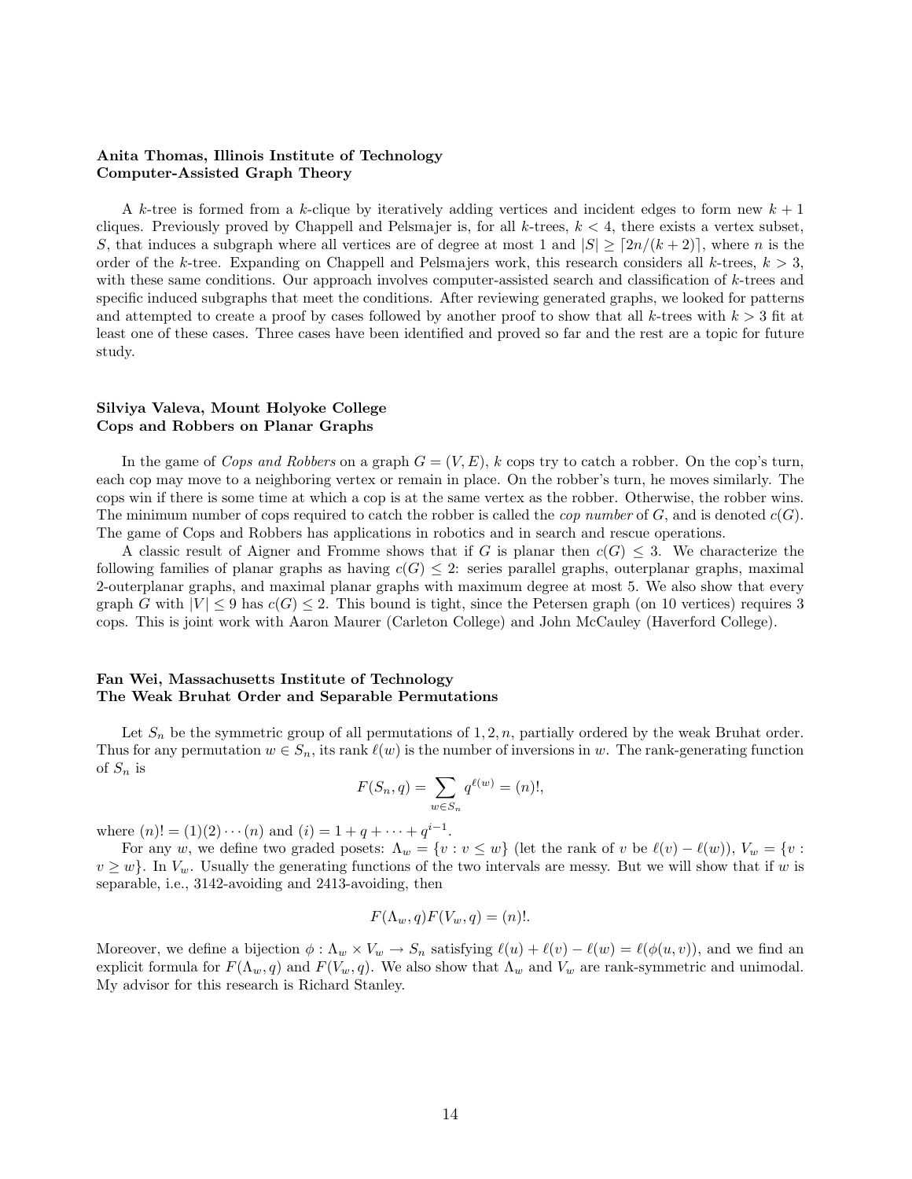**Anita Thomas, Illinois Institute of Technology**
**Computer-Assisted Graph Theory**

A $k$-tree is formed from a $k$-clique by iteratively adding vertices and incident edges to form new $k+1$ cliques. Previously proved by Chappell and Pelsmajer is, for all $k$-trees, $k < 4$, there exists a vertex subset, $S$, that induces a subgraph where all vertices are of degree at most 1 and $|S| \geq \lceil 2n/(k+2) \rceil$, where $n$ is the order of the $k$-tree. Expanding on Chappell and Pelsmajers work, this research considers all $k$-trees, $k > 3$, with these same conditions. Our approach involves computer-assisted search and classification of $k$-trees and specific induced subgraphs that meet the conditions. After reviewing generated graphs, we looked for patterns and attempted to create a proof by cases followed by another proof to show that all $k$-trees with $k > 3$ fit at least one of these cases. Three cases have been identified and proved so far and the rest are a topic for future study.

**Silviya Valeva, Mount Holyoke College**
**Cops and Robbers on Planar Graphs**

In the game of *Cops and Robbers* on a graph $G = (V, E)$, $k$ cops try to catch a robber. On the cop's turn, each cop may move to a neighboring vertex or remain in place. On the robber's turn, he moves similarly. The cops win if there is some time at which a cop is at the same vertex as the robber. Otherwise, the robber wins. The minimum number of cops required to catch the robber is called the *cop number* of $G$, and is denoted $c(G)$. The game of Cops and Robbers has applications in robotics and in search and rescue operations.

A classic result of Aigner and Fromme shows that if $G$ is planar then $c(G) \leq 3$. We characterize the following families of planar graphs as having $c(G) \leq 2$: series parallel graphs, outerplanar graphs, maximal 2-outerplanar graphs, and maximal planar graphs with maximum degree at most 5. We also show that every graph $G$ with $|V| \leq 9$ has $c(G) \leq 2$. This bound is tight, since the Petersen graph (on 10 vertices) requires 3 cops. This is joint work with Aaron Maurer (Carleton College) and John McCauley (Haverford College).

**Fan Wei, Massachusetts Institute of Technology**
**The Weak Bruhat Order and Separable Permutations**

Let $S_n$ be the symmetric group of all permutations of $1, 2, n$, partially ordered by the weak Bruhat order. Thus for any permutation $w \in S_n$, its rank $\ell(w)$ is the number of inversions in $w$. The rank-generating function of $S_n$ is

$$F(S_n, q) = \sum_{w \in S_n} q^{\ell(w)} = (n)!,$$

where $(n)! = (1)(2)\cdots(n)$ and $(i) = 1 + q + \cdots + q^{i-1}$.

For any $w$, we define two graded posets: $\Lambda_w = \{v : v \leq w\}$ (let the rank of $v$ be $\ell(v) - \ell(w)$), $V_w = \{v : v \geq w\}$. In $V_w$. Usually the generating functions of the two intervals are messy. But we will show that if $w$ is separable, i.e., 3142-avoiding and 2413-avoiding, then

$$F(\Lambda_w, q) F(V_w, q) = (n)!.$$

Moreover, we define a bijection $\phi : \Lambda_w \times V_w \to S_n$ satisfying $\ell(u) + \ell(v) - \ell(w) = \ell(\phi(u, v))$, and we find an explicit formula for $F(\Lambda_w, q)$ and $F(V_w, q)$. We also show that $\Lambda_w$ and $V_w$ are rank-symmetric and unimodal. My advisor for this research is Richard Stanley.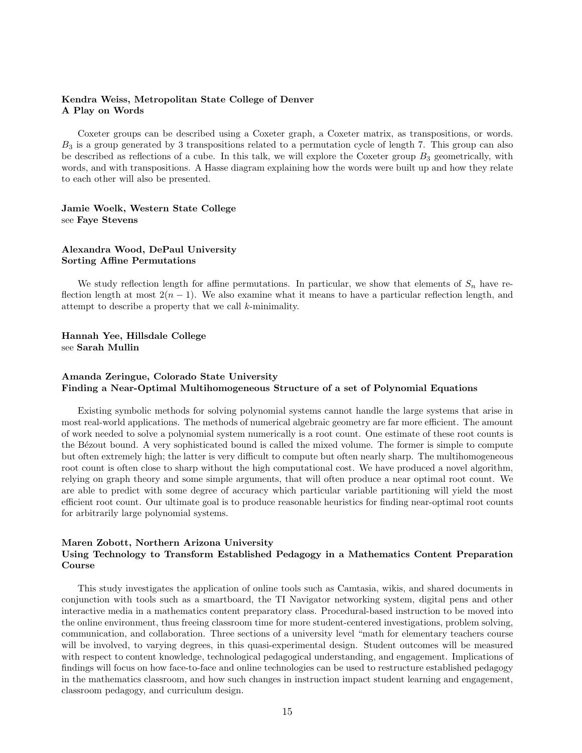**Kendra Weiss, Metropolitan State College of Denver**
**A Play on Words**

Coxeter groups can be described using a Coxeter graph, a Coxeter matrix, as transpositions, or words. $B_3$ is a group generated by 3 transpositions related to a permutation cycle of length 7. This group can also be described as reflections of a cube. In this talk, we will explore the Coxeter group $B_3$ geometrically, with words, and with transpositions. A Hasse diagram explaining how the words were built up and how they relate to each other will also be presented.

**Jamie Woelk, Western State College**
see **Faye Stevens**

**Alexandra Wood, DePaul University**
**Sorting Affine Permutations**

We study reflection length for affine permutations. In particular, we show that elements of $S_n$ have reflection length at most $2(n-1)$. We also examine what it means to have a particular reflection length, and attempt to describe a property that we call $k$-minimality.

**Hannah Yee, Hillsdale College**
see **Sarah Mullin**

**Amanda Zeringue, Colorado State University**
**Finding a Near-Optimal Multihomogeneous Structure of a set of Polynomial Equations**

Existing symbolic methods for solving polynomial systems cannot handle the large systems that arise in most real-world applications. The methods of numerical algebraic geometry are far more efficient. The amount of work needed to solve a polynomial system numerically is a root count. One estimate of these root counts is the Bézout bound. A very sophisticated bound is called the mixed volume. The former is simple to compute but often extremely high; the latter is very difficult to compute but often nearly sharp. The multihomogeneous root count is often close to sharp without the high computational cost. We have produced a novel algorithm, relying on graph theory and some simple arguments, that will often produce a near optimal root count. We are able to predict with some degree of accuracy which particular variable partitioning will yield the most efficient root count. Our ultimate goal is to produce reasonable heuristics for finding near-optimal root counts for arbitrarily large polynomial systems.

**Maren Zobott, Northern Arizona University**
**Using Technology to Transform Established Pedagogy in a Mathematics Content Preparation Course**

This study investigates the application of online tools such as Camtasia, wikis, and shared documents in conjunction with tools such as a smartboard, the TI Navigator networking system, digital pens and other interactive media in a mathematics content preparatory class. Procedural-based instruction to be moved into the online environment, thus freeing classroom time for more student-centered investigations, problem solving, communication, and collaboration. Three sections of a university level "math for elementary teachers course will be involved, to varying degrees, in this quasi-experimental design. Student outcomes will be measured with respect to content knowledge, technological pedagogical understanding, and engagement. Implications of findings will focus on how face-to-face and online technologies can be used to restructure established pedagogy in the mathematics classroom, and how such changes in instruction impact student learning and engagement, classroom pedagogy, and curriculum design.